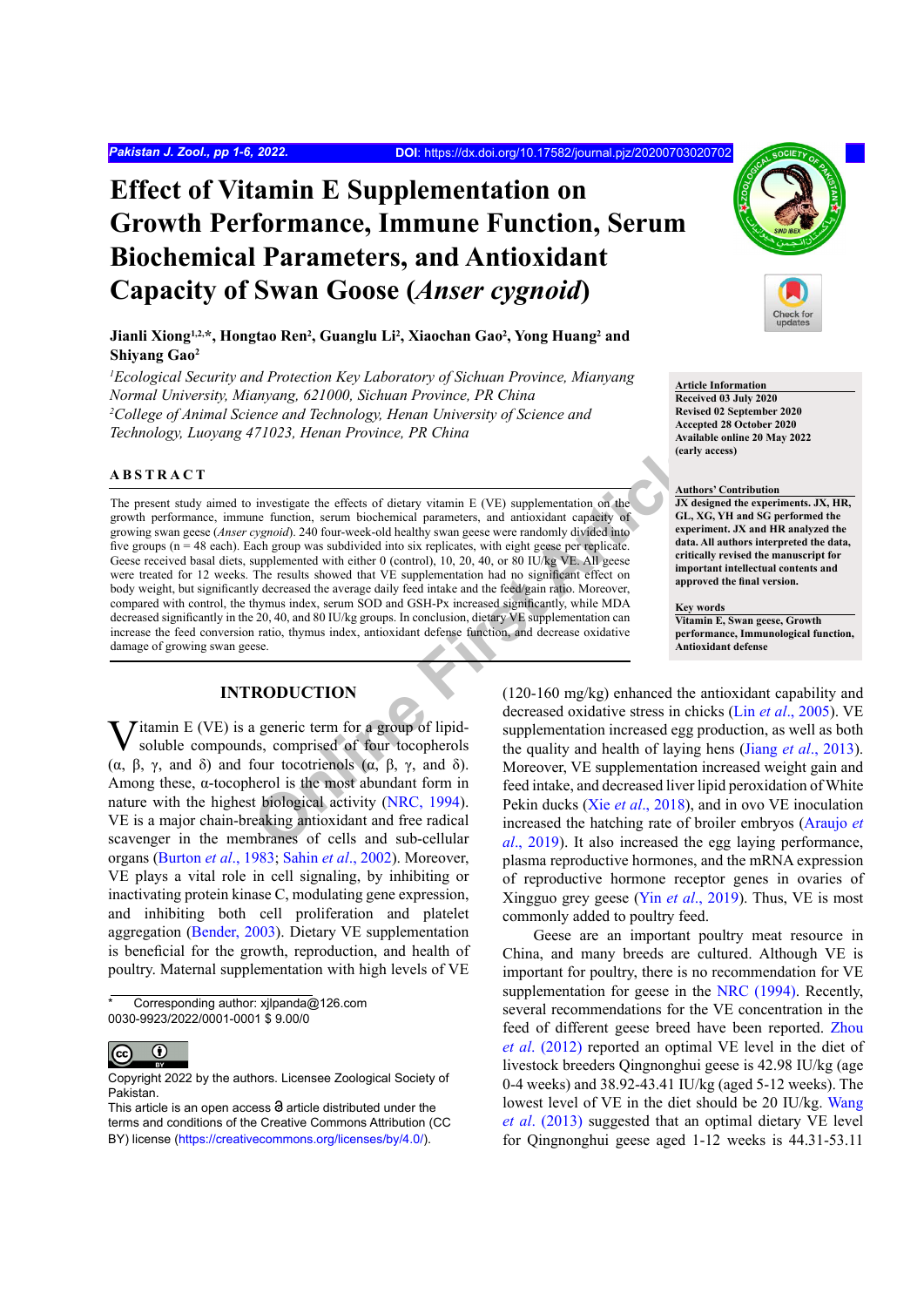# Effect of Vitamin E Supplementation on Growth Performance, Immune Function, Serum Biochemical Parameters, and Antioxidant Capacity of Swan Goose (*Anser cygnoid*)

**Jianli Xiong[1,2,*], Hongtao Ren[2], Guanglu Li[2], Xiaochan Gao[2], Yong Huang[2] and Shiyang Gao[2]**

*[1]Ecological Security and Protection Key Laboratory of Sichuan Province, Mianyang Normal University, Mianyang, 621000, Sichuan Province, PR China*
*[2]College of Animal Science and Technology, Henan University of Science and Technology, Luoyang 471023, Henan Province, PR China*

**Article Information**
Received 03 July 2020
Revised 02 September 2020
Accepted 28 October 2020
Available online 20 May 2022
(early access)

**Authors' Contribution**
JX designed the experiments. JX, HR, GL, XG, YH and SG performed the experiment. JX and HR analyzed the data. All authors interpreted the data, critically revised the manuscript for important intellectual contents and approved the final version.

**Key words**
Vitamin E, Swan geese, Growth performance, Immunological function, Antioxidant defense

## ABSTRACT

The present study aimed to investigate the effects of dietary vitamin E (VE) supplementation on the growth performance, immune function, serum biochemical parameters, and antioxidant capacity of growing swan geese (*Anser cygnoid*). 240 four-week-old healthy swan geese were randomly divided into five groups (n = 48 each). Each group was subdivided into six replicates, with eight geese per replicate. Geese received basal diets, supplemented with either 0 (control), 10, 20, 40, or 80 IU/kg VE. All geese were treated for 12 weeks. The results showed that VE supplementation had no significant effect on body weight, but significantly decreased the average daily feed intake and the feed/gain ratio. Moreover, compared with control, the thymus index, serum SOD and GSH-Px increased significantly, while MDA decreased significantly in the 20, 40, and 80 IU/kg groups. In conclusion, dietary VE supplementation can increase the feed conversion ratio, thymus index, antioxidant defense function, and decrease oxidative damage of growing swan geese.

## INTRODUCTION

Vitamin E (VE) is a generic term for a group of lipid-soluble compounds, comprised of four tocopherols (α, β, γ, and δ) and four tocotrienols (α, β, γ, and δ). Among these, α-tocopherol is the most abundant form in nature with the highest biological activity (NRC, 1994). VE is a major chain-breaking antioxidant and free radical scavenger in the membranes of cells and sub-cellular organs (Burton *et al*., 1983; Sahin *et al*., 2002). Moreover, VE plays a vital role in cell signaling, by inhibiting or inactivating protein kinase C, modulating gene expression, and inhibiting both cell proliferation and platelet aggregation (Bender, 2003). Dietary VE supplementation is beneficial for the growth, reproduction, and health of poultry. Maternal supplementation with high levels of VE (120-160 mg/kg) enhanced the antioxidant capability and decreased oxidative stress in chicks (Lin *et al*., 2005). VE supplementation increased egg production, as well as both the quality and health of laying hens (Jiang *et al*., 2013). Moreover, VE supplementation increased weight gain and feed intake, and decreased liver lipid peroxidation of White Pekin ducks (Xie *et al*., 2018), and in ovo VE inoculation increased the hatching rate of broiler embryos (Araujo *et al*., 2019). It also increased the egg laying performance, plasma reproductive hormones, and the mRNA expression of reproductive hormone receptor genes in ovaries of Xingguo grey geese (Yin *et al*., 2019). Thus, VE is most commonly added to poultry feed.

Geese are an important poultry meat resource in China, and many breeds are cultured. Although VE is important for poultry, there is no recommendation for VE supplementation for geese in the NRC (1994). Recently, several recommendations for the VE concentration in the feed of different geese breed have been reported. Zhou *et al*. (2012) reported an optimal VE level in the diet of livestock breeders Qingnonghui geese is 42.98 IU/kg (age 0-4 weeks) and 38.92-43.41 IU/kg (aged 5-12 weeks). The lowest level of VE in the diet should be 20 IU/kg. Wang *et al*. (2013) suggested that an optimal dietary VE level for Qingnonghui geese aged 1-12 weeks is 44.31-53.11

\* Corresponding author: xjlpanda@126.com
0030-9923/2022/0001-0001 $ 9.00/0

Copyright 2022 by the authors. Licensee Zoological Society of Pakistan.
This article is an open access article distributed under the terms and conditions of the Creative Commons Attribution (CC BY) license (https://creativecommons.org/licenses/by/4.0/).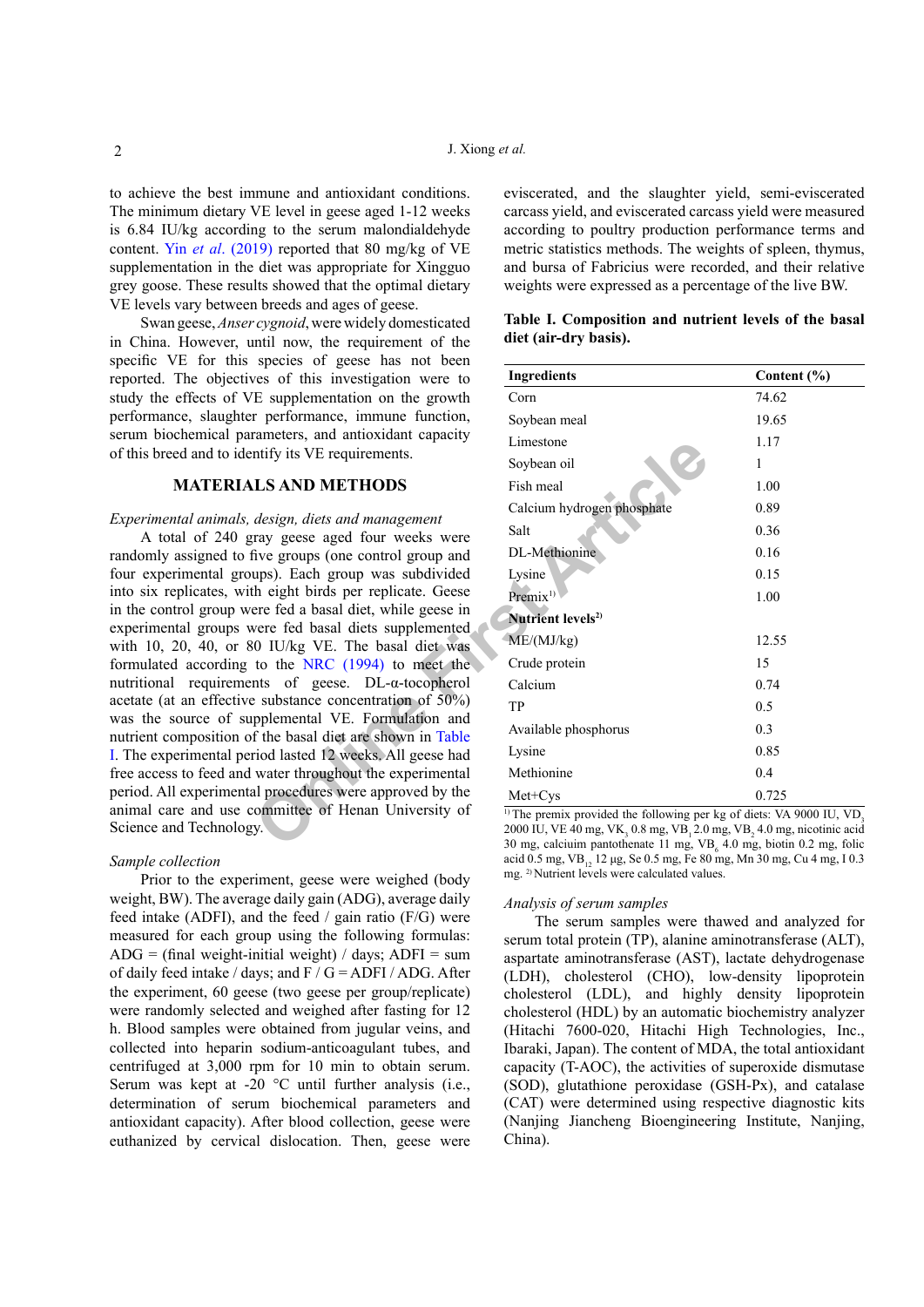to achieve the best immune and antioxidant conditions. The minimum dietary VE level in geese aged 1-12 weeks is 6.84 IU/kg according to the serum malondialdehyde content. Yin *et al*. (2019) reported that 80 mg/kg of VE supplementation in the diet was appropriate for Xingguo grey goose. These results showed that the optimal dietary VE levels vary between breeds and ages of geese.

Swan geese, *Anser cygnoid*, were widely domesticated in China. However, until now, the requirement of the specific VE for this species of geese has not been reported. The objectives of this investigation were to study the effects of VE supplementation on the growth performance, slaughter performance, immune function, serum biochemical parameters, and antioxidant capacity of this breed and to identify its VE requirements.

## MATERIALS AND METHODS

### *Experimental animals, design, diets and management*

A total of 240 gray geese aged four weeks were randomly assigned to five groups (one control group and four experimental groups). Each group was subdivided into six replicates, with eight birds per replicate. Geese in the control group were fed a basal diet, while geese in experimental groups were fed basal diets supplemented with 10, 20, 40, or 80 IU/kg VE. The basal diet was formulated according to the NRC (1994) to meet the nutritional requirements of geese. DL-α-tocopherol acetate (at an effective substance concentration of 50%) was the source of supplemental VE. Formulation and nutrient composition of the basal diet are shown in Table I. The experimental period lasted 12 weeks. All geese had free access to feed and water throughout the experimental period. All experimental procedures were approved by the animal care and use committee of Henan University of Science and Technology.

### *Sample collection*

Prior to the experiment, geese were weighed (body weight, BW). The average daily gain (ADG), average daily feed intake (ADFI), and the feed / gain ratio (F/G) were measured for each group using the following formulas: ADG = (final weight-initial weight) / days; ADFI = sum of daily feed intake / days; and F / G = ADFI / ADG. After the experiment, 60 geese (two geese per group/replicate) were randomly selected and weighed after fasting for 12 h. Blood samples were obtained from jugular veins, and collected into heparin sodium-anticoagulant tubes, and centrifuged at 3,000 rpm for 10 min to obtain serum. Serum was kept at -20 °C until further analysis (i.e., determination of serum biochemical parameters and antioxidant capacity). After blood collection, geese were euthanized by cervical dislocation. Then, geese were eviscerated, and the slaughter yield, semi-eviscerated carcass yield, and eviscerated carcass yield were measured according to poultry production performance terms and metric statistics methods. The weights of spleen, thymus, and bursa of Fabricius were recorded, and their relative weights were expressed as a percentage of the live BW.

**Table I. Composition and nutrient levels of the basal diet (air-dry basis).**

| Ingredients | Content (%) |
|---|---|
| Corn | 74.62 |
| Soybean meal | 19.65 |
| Limestone | 1.17 |
| Soybean oil | 1 |
| Fish meal | 1.00 |
| Calcium hydrogen phosphate | 0.89 |
| Salt | 0.36 |
| DL-Methionine | 0.16 |
| Lysine | 0.15 |
| Premix[1] | 1.00 |
| **Nutrient levels[2]** | |
| ME/(MJ/kg) | 12.55 |
| Crude protein | 15 |
| Calcium | 0.74 |
| TP | 0.5 |
| Available phosphorus | 0.3 |
| Lysine | 0.85 |
| Methionine | 0.4 |
| Met+Cys | 0.725 |

[1] The premix provided the following per kg of diets: VA 9000 IU, $VD_3$ 2000 IU, VE 40 mg, $VK_3$ 0.8 mg, $VB_1$ 2.0 mg, $VB_2$ 4.0 mg, nicotinic acid 30 mg, calciuim pantothenate 11 mg, $VB_6$ 4.0 mg, biotin 0.2 mg, folic acid 0.5 mg, $VB_{12}$ 12 μg, Se 0.5 mg, Fe 80 mg, Mn 30 mg, Cu 4 mg, I 0.3 mg. [2] Nutrient levels were calculated values.

### *Analysis of serum samples*

The serum samples were thawed and analyzed for serum total protein (TP), alanine aminotransferase (ALT), aspartate aminotransferase (AST), lactate dehydrogenase (LDH), cholesterol (CHO), low-density lipoprotein cholesterol (LDL), and highly density lipoprotein cholesterol (HDL) by an automatic biochemistry analyzer (Hitachi 7600-020, Hitachi High Technologies, Inc., Ibaraki, Japan). The content of MDA, the total antioxidant capacity (T-AOC), the activities of superoxide dismutase (SOD), glutathione peroxidase (GSH-Px), and catalase (CAT) were determined using respective diagnostic kits (Nanjing Jiancheng Bioengineering Institute, Nanjing, China).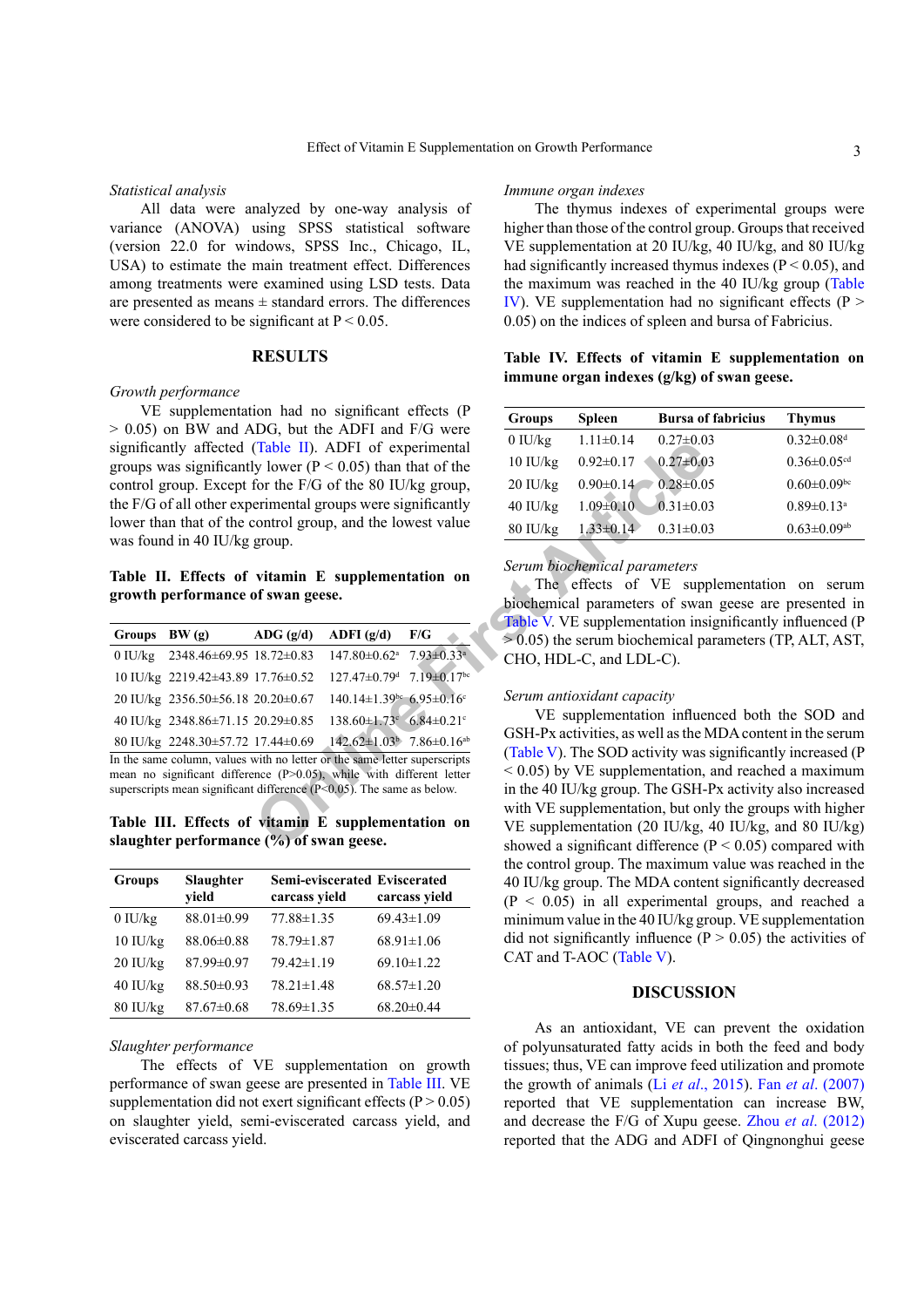*Statistical analysis*

All data were analyzed by one-way analysis of variance (ANOVA) using SPSS statistical software (version 22.0 for windows, SPSS Inc., Chicago, IL, USA) to estimate the main treatment effect. Differences among treatments were examined using LSD tests. Data are presented as means ± standard errors. The differences were considered to be significant at $P < 0.05$.

## RESULTS

*Growth performance*

VE supplementation had no significant effects ($P > 0.05$) on BW and ADG, but the ADFI and F/G were significantly affected (Table II). ADFI of experimental groups was significantly lower ($P < 0.05$) than that of the control group. Except for the F/G of the 80 IU/kg group, the F/G of all other experimental groups were significantly lower than that of the control group, and the lowest value was found in 40 IU/kg group.

**Table II. Effects of vitamin E supplementation on growth performance of swan geese.**

| Groups | BW (g) | ADG (g/d) | ADFI (g/d) | F/G |
|---|---|---|---|---|
| 0 IU/kg | 2348.46±69.95 | 18.72±0.83 | 147.80±0.62$^{a}$ | 7.93±0.33$^{a}$ |
| 10 IU/kg | 2219.42±43.89 | 17.76±0.52 | 127.47±0.79$^{d}$ | 7.19±0.17$^{bc}$ |
| 20 IU/kg | 2356.50±56.18 | 20.20±0.67 | 140.14±1.39$^{bc}$ | 6.95±0.16$^{c}$ |
| 40 IU/kg | 2348.86±71.15 | 20.29±0.85 | 138.60±1.73$^{c}$ | 6.84±0.21$^{c}$ |
| 80 IU/kg | 2248.30±57.72 | 17.44±0.69 | 142.62±1.03$^{b}$ | 7.86±0.16$^{ab}$ |

In the same column, values with no letter or the same letter superscripts mean no significant difference ($P>0.05$), while with different letter superscripts mean significant difference ($P<0.05$). The same as below.

**Table III. Effects of vitamin E supplementation on slaughter performance (%) of swan geese.**

| Groups | Slaughter yield | Semi-eviscerated carcass yield | Eviscerated carcass yield |
|---|---|---|---|
| 0 IU/kg | 88.01±0.99 | 77.88±1.35 | 69.43±1.09 |
| 10 IU/kg | 88.06±0.88 | 78.79±1.87 | 68.91±1.06 |
| 20 IU/kg | 87.99±0.97 | 79.42±1.19 | 69.10±1.22 |
| 40 IU/kg | 88.50±0.93 | 78.21±1.48 | 68.57±1.20 |
| 80 IU/kg | 87.67±0.68 | 78.69±1.35 | 68.20±0.44 |

*Slaughter performance*

The effects of VE supplementation on growth performance of swan geese are presented in Table III. VE supplementation did not exert significant effects ($P > 0.05$) on slaughter yield, semi-eviscerated carcass yield, and eviscerated carcass yield.

*Immune organ indexes*

The thymus indexes of experimental groups were higher than those of the control group. Groups that received VE supplementation at 20 IU/kg, 40 IU/kg, and 80 IU/kg had significantly increased thymus indexes ($P < 0.05$), and the maximum was reached in the 40 IU/kg group (Table IV). VE supplementation had no significant effects ($P > 0.05$) on the indices of spleen and bursa of Fabricius.

**Table IV. Effects of vitamin E supplementation on immune organ indexes (g/kg) of swan geese.**

| Groups | Spleen | Bursa of fabricius | Thymus |
|---|---|---|---|
| 0 IU/kg | 1.11±0.14 | 0.27±0.03 | 0.32±0.08$^{d}$ |
| 10 IU/kg | 0.92±0.17 | 0.27±0.03 | 0.36±0.05$^{cd}$ |
| 20 IU/kg | 0.90±0.14 | 0.28±0.05 | 0.60±0.09$^{bc}$ |
| 40 IU/kg | 1.09±0.10 | 0.31±0.03 | 0.89±0.13$^{a}$ |
| 80 IU/kg | 1.33±0.14 | 0.31±0.03 | 0.63±0.09$^{ab}$ |

*Serum biochemical parameters*

The effects of VE supplementation on serum biochemical parameters of swan geese are presented in Table V. VE supplementation insignificantly influenced ($P > 0.05$) the serum biochemical parameters (TP, ALT, AST, CHO, HDL-C, and LDL-C).

*Serum antioxidant capacity*

VE supplementation influenced both the SOD and GSH-Px activities, as well as the MDA content in the serum (Table V). The SOD activity was significantly increased ($P < 0.05$) by VE supplementation, and reached a maximum in the 40 IU/kg group. The GSH-Px activity also increased with VE supplementation, but only the groups with higher VE supplementation (20 IU/kg, 40 IU/kg, and 80 IU/kg) showed a significant difference ($P < 0.05$) compared with the control group. The maximum value was reached in the 40 IU/kg group. The MDA content significantly decreased ($P < 0.05$) in all experimental groups, and reached a minimum value in the 40 IU/kg group. VE supplementation did not significantly influence ($P > 0.05$) the activities of CAT and T-AOC (Table V).

## DISCUSSION

As an antioxidant, VE can prevent the oxidation of polyunsaturated fatty acids in both the feed and body tissues; thus, VE can improve feed utilization and promote the growth of animals (Li *et al*., 2015). Fan *et al*. (2007) reported that VE supplementation can increase BW, and decrease the F/G of Xupu geese. Zhou *et al*. (2012) reported that the ADG and ADFI of Qingnonghui geese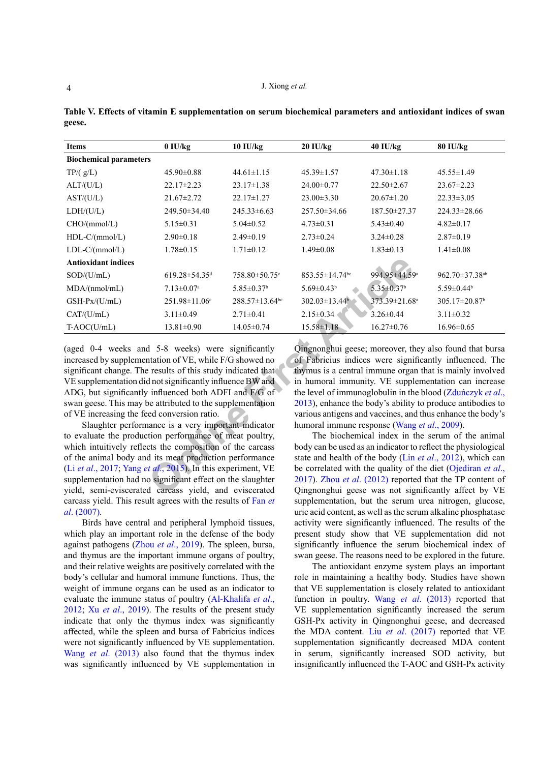**Table V. Effects of vitamin E supplementation on serum biochemical parameters and antioxidant indices of swan geese.**

| Items | 0 IU/kg | 10 IU/kg | 20 IU/kg | 40 IU/kg | 80 IU/kg |
|---|---|---|---|---|---|
| **Biochemical parameters** | | | | | |
| TP/( g/L) | 45.90±0.88 | 44.61±1.15 | 45.39±1.57 | 47.30±1.18 | 45.55±1.49 |
| ALT/(U/L) | 22.17±2.23 | 23.17±1.38 | 24.00±0.77 | 22.50±2.67 | 23.67±2.23 |
| AST/(U/L) | 21.67±2.72 | 22.17±1.27 | 23.00±3.30 | 20.67±1.20 | 22.33±3.05 |
| LDH/(U/L) | 249.50±34.40 | 245.33±6.63 | 257.50±34.66 | 187.50±27.37 | 224.33±28.66 |
| CHO/(mmol/L) | 5.15±0.31 | 5.04±0.52 | 4.73±0.31 | 5.43±0.40 | 4.82±0.17 |
| HDL-C/(mmol/L) | 2.90±0.18 | 2.49±0.19 | 2.73±0.24 | 3.24±0.28 | 2.87±0.19 |
| LDL-C/(mmol/L) | 1.78±0.15 | 1.71±0.12 | 1.49±0.08 | 1.83±0.13 | 1.41±0.08 |
| **Antioxidant indices** | | | | | |
| SOD/(U/mL) | 619.28±54.35[d] | 758.80±50.75[c] | 853.55±14.74[bc] | 994.95±44.59[a] | 962.70±37.38[ab] |
| MDA/(nmol/mL) | 7.13±0.07[a] | 5.85±0.37[b] | 5.69±0.43[b] | 5.35±0.37[b] | 5.59±0.44[b] |
| GSH-Px/(U/mL) | 251.98±11.06[c] | 288.57±13.64[bc] | 302.03±13.44[b] | 373.39±21.68[a] | 305.17±20.87[b] |
| CAT/(U/mL) | 3.11±0.49 | 2.71±0.41 | 2.15±0.34 | 3.26±0.44 | 3.11±0.32 |
| T-AOC(U/mL) | 13.81±0.90 | 14.05±0.74 | 15.58±1.18 | 16.27±0.76 | 16.96±0.65 |

(aged 0-4 weeks and 5-8 weeks) were significantly increased by supplementation of VE, while F/G showed no significant change. The results of this study indicated that VE supplementation did not significantly influence BW and ADG, but significantly influenced both ADFI and F/G of swan geese. This may be attributed to the supplementation of VE increasing the feed conversion ratio.

Slaughter performance is a very important indicator to evaluate the production performance of meat poultry, which intuitively reflects the composition of the carcass of the animal body and its meat production performance (Li *et al*., 2017; Yang *et al*., 2015). In this experiment, VE supplementation had no significant effect on the slaughter yield, semi-eviscerated carcass yield, and eviscerated carcass yield. This result agrees with the results of Fan *et al*. (2007).

Birds have central and peripheral lymphoid tissues, which play an important role in the defense of the body against pathogens (Zhou *et al*., 2019). The spleen, bursa, and thymus are the important immune organs of poultry, and their relative weights are positively correlated with the body's cellular and humoral immune functions. Thus, the weight of immune organs can be used as an indicator to evaluate the immune status of poultry (Al-Khalifa *et al*., 2012; Xu *et al*., 2019). The results of the present study indicate that only the thymus index was significantly affected, while the spleen and bursa of Fabricius indices were not significantly influenced by VE supplementation. Wang *et al*. (2013) also found that the thymus index was significantly influenced by VE supplementation in Qingnonghui geese; moreover, they also found that bursa of Fabricius indices were significantly influenced. The thymus is a central immune organ that is mainly involved in humoral immunity. VE supplementation can increase the level of immunoglobulin in the blood (Zduńczyk *et al*., 2013), enhance the body's ability to produce antibodies to various antigens and vaccines, and thus enhance the body's humoral immune response (Wang *et al*., 2009).

The biochemical index in the serum of the animal body can be used as an indicator to reflect the physiological state and health of the body (Lin *et al*., 2012), which can be correlated with the quality of the diet (Ojediran *et al*., 2017). Zhou *et al*. (2012) reported that the TP content of Qingnonghui geese was not significantly affect by VE supplementation, but the serum urea nitrogen, glucose, uric acid content, as well as the serum alkaline phosphatase activity were significantly influenced. The results of the present study show that VE supplementation did not significantly influence the serum biochemical index of swan geese. The reasons need to be explored in the future.

The antioxidant enzyme system plays an important role in maintaining a healthy body. Studies have shown that VE supplementation is closely related to antioxidant function in poultry. Wang *et al*. (2013) reported that VE supplementation significantly increased the serum GSH-Px activity in Qingnonghui geese, and decreased the MDA content. Liu *et al*. (2017) reported that VE supplementation significantly decreased MDA content in serum, significantly increased SOD activity, but insignificantly influenced the T-AOC and GSH-Px activity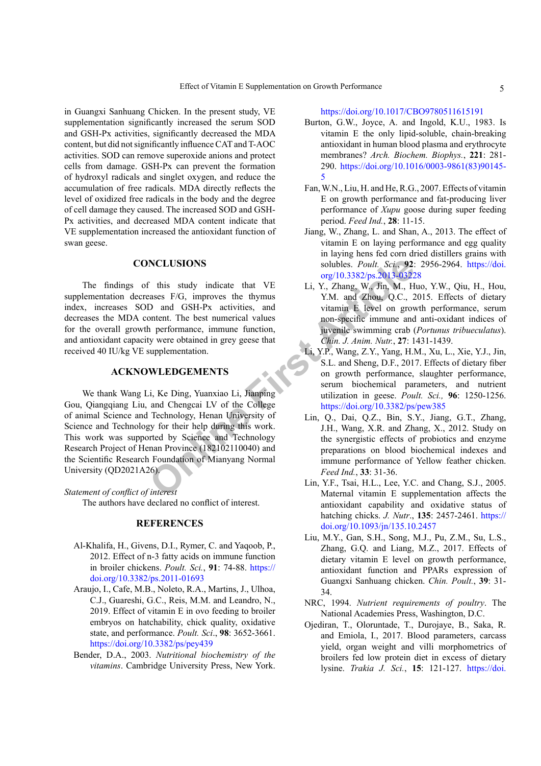in Guangxi Sanhuang Chicken. In the present study, VE supplementation significantly increased the serum SOD and GSH-Px activities, significantly decreased the MDA content, but did not significantly influence CAT and T-AOC activities. SOD can remove superoxide anions and protect cells from damage. GSH-Px can prevent the formation of hydroxyl radicals and singlet oxygen, and reduce the accumulation of free radicals. MDA directly reflects the level of oxidized free radicals in the body and the degree of cell damage they caused. The increased SOD and GSH-Px activities, and decreased MDA content indicate that VE supplementation increased the antioxidant function of swan geese.

## CONCLUSIONS

The findings of this study indicate that VE supplementation decreases F/G, improves the thymus index, increases SOD and GSH-Px activities, and decreases the MDA content. The best numerical values for the overall growth performance, immune function, and antioxidant capacity were obtained in grey geese that received 40 IU/kg VE supplementation.

## ACKNOWLEDGEMENTS

We thank Wang Li, Ke Ding, Yuanxiao Li, Jianping Gou, Qiangqiang Liu, and Chengcai LV of the College of animal Science and Technology, Henan University of Science and Technology for their help during this work. This work was supported by Science and Technology Research Project of Henan Province (182102110040) and the Scientific Research Foundation of Mianyang Normal University (QD2021A26).

*Statement of conflict of interest*

The authors have declared no conflict of interest.

## REFERENCES

Al-Khalifa, H., Givens, D.I., Rymer, C. and Yaqoob, P., 2012. Effect of n-3 fatty acids on immune function in broiler chickens. *Poult. Sci.*, **91**: 74-88. https://doi.org/10.3382/ps.2011-01693

Araujo, I., Cafe, M.B., Noleto, R.A., Martins, J., Ulhoa, C.J., Guareshi, G.C., Reis, M.M. and Leandro, N., 2019. Effect of vitamin E in ovo feeding to broiler embryos on hatchability, chick quality, oxidative state, and performance. *Poult. Sci*., **98**: 3652-3661. https://doi.org/10.3382/ps/pey439

Bender, D.A., 2003. *Nutritional biochemistry of the vitamins*. Cambridge University Press, New York. https://doi.org/10.1017/CBO9780511615191

Burton, G.W., Joyce, A. and Ingold, K.U., 1983. Is vitamin E the only lipid-soluble, chain-breaking antioxidant in human blood plasma and erythrocyte membranes? *Arch. Biochem. Biophys.*, **221**: 281-290. https://doi.org/10.1016/0003-9861(83)90145-5

Fan, W.N., Liu, H. and He, R.G., 2007. Effects of vitamin E on growth performance and fat-producing liver performance of *Xupu* goose during super feeding period. *Feed Ind.*, **28**: 11-15.

Jiang, W., Zhang, L. and Shan, A., 2013. The effect of vitamin E on laying performance and egg quality in laying hens fed corn dried distillers grains with solubles. *Poult. Sci.*, **92**: 2956-2964. https://doi.org/10.3382/ps.2013-03228

Li, Y., Zhang, W., Jin, M., Huo, Y.W., Qiu, H., Hou, Y.M. and Zhou, Q.C., 2015. Effects of dietary vitamin E level on growth performance, serum non-specific immune and anti-oxidant indices of juvenile swimming crab (*Portunus tribueculatus*). *Chin. J. Anim. Nutr.*, **27**: 1431-1439.

Li, Y.P., Wang, Z.Y., Yang, H.M., Xu, L., Xie, Y.J., Jin, S.L. and Sheng, D.F., 2017. Effects of dietary fiber on growth performance, slaughter performance, serum biochemical parameters, and nutrient utilization in geese. *Poult. Sci.*, **96**: 1250-1256. https://doi.org/10.3382/ps/pew385

Lin, Q., Dai, Q.Z., Bin, S.Y., Jiang, G.T., Zhang, J.H., Wang, X.R. and Zhang, X., 2012. Study on the synergistic effects of probiotics and enzyme preparations on blood biochemical indexes and immune performance of Yellow feather chicken. *Feed Ind.*, **33**: 31-36.

Lin, Y.F., Tsai, H.L., Lee, Y.C. and Chang, S.J., 2005. Maternal vitamin E supplementation affects the antioxidant capability and oxidative status of hatching chicks. *J. Nutr*., **135**: 2457-2461. https://doi.org/10.1093/jn/135.10.2457

Liu, M.Y., Gan, S.H., Song, M.J., Pu, Z.M., Su, L.S., Zhang, G.Q. and Liang, M.Z., 2017. Effects of dietary vitamin E level on growth performance, antioxidant function and PPARs expression of Guangxi Sanhuang chicken. *Chin. Poult.*, **39**: 31-34.

NRC, 1994. *Nutrient requirements of poultry*. The National Academies Press, Washington, D.C.

Ojediran, T., Oloruntade, T., Durojaye, B., Saka, R. and Emiola, I., 2017. Blood parameters, carcass yield, organ weight and villi morphometrics of broilers fed low protein diet in excess of dietary lysine. *Trakia J. Sci.*, **15**: 121-127. https://doi.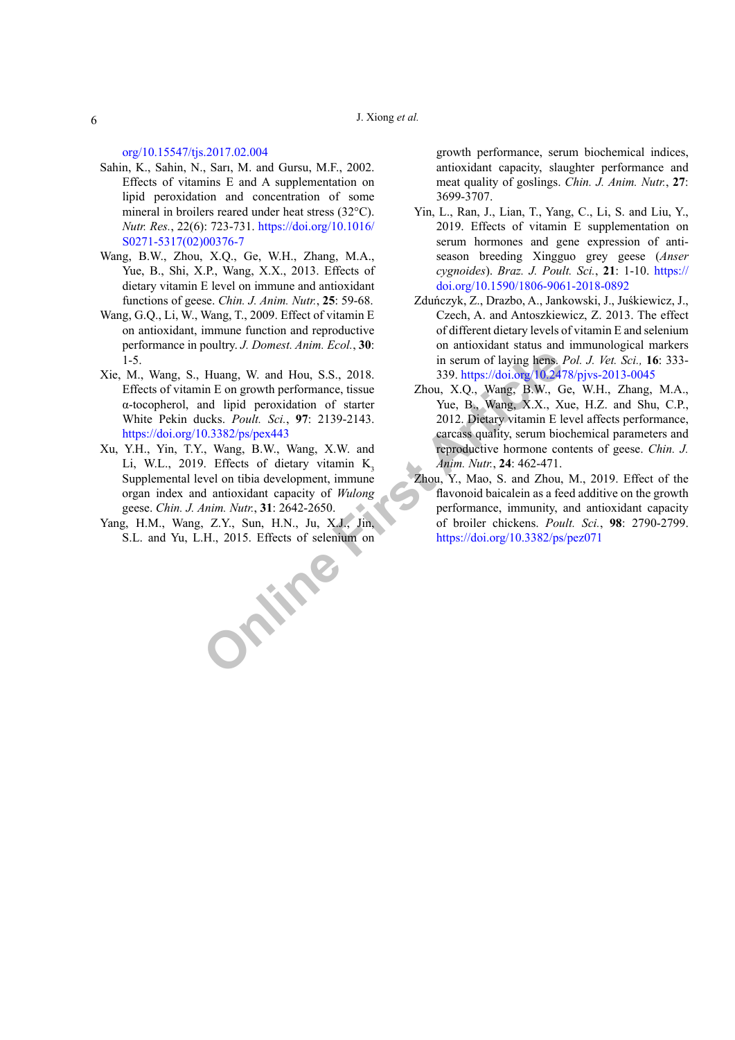org/10.15547/tjs.2017.02.004

Sahin, K., Sahin, N., Sarı, M. and Gursu, M.F., 2002. Effects of vitamins E and A supplementation on lipid peroxidation and concentration of some mineral in broilers reared under heat stress (32°C). *Nutr. Res.*, 22(6): 723-731. https://doi.org/10.1016/S0271-5317(02)00376-7

Wang, B.W., Zhou, X.Q., Ge, W.H., Zhang, M.A., Yue, B., Shi, X.P., Wang, X.X., 2013. Effects of dietary vitamin E level on immune and antioxidant functions of geese. *Chin. J. Anim. Nutr.*, **25**: 59-68.

Wang, G.Q., Li, W., Wang, T., 2009. Effect of vitamin E on antioxidant, immune function and reproductive performance in poultry. *J. Domest. Anim. Ecol.*, **30**: 1-5.

Xie, M., Wang, S., Huang, W. and Hou, S.S., 2018. Effects of vitamin E on growth performance, tissue α-tocopherol, and lipid peroxidation of starter White Pekin ducks. *Poult. Sci.*, **97**: 2139-2143. https://doi.org/10.3382/ps/pex443

Xu, Y.H., Yin, T.Y., Wang, B.W., Wang, X.W. and Li, W.L., 2019. Effects of dietary vitamin $K_3$ Supplemental level on tibia development, immune organ index and antioxidant capacity of *Wulong* geese. *Chin. J. Anim. Nutr.*, **31**: 2642-2650.

Yang, H.M., Wang, Z.Y., Sun, H.N., Ju, X.J., Jin, S.L. and Yu, L.H., 2015. Effects of selenium on growth performance, serum biochemical indices, antioxidant capacity, slaughter performance and meat quality of goslings. *Chin. J. Anim. Nutr.*, **27**: 3699-3707.

Yin, L., Ran, J., Lian, T., Yang, C., Li, S. and Liu, Y., 2019. Effects of vitamin E supplementation on serum hormones and gene expression of anti-season breeding Xingguo grey geese (*Anser cygnoides*). *Braz. J. Poult. Sci.*, **21**: 1-10. https://doi.org/10.1590/1806-9061-2018-0892

Zduńczyk, Z., Drazbo, A., Jankowski, J., Juśkiewicz, J., Czech, A. and Antoszkiewicz, Z. 2013. The effect of different dietary levels of vitamin E and selenium on antioxidant status and immunological markers in serum of laying hens. *Pol. J. Vet. Sci.*, **16**: 333-339. https://doi.org/10.2478/pjvs-2013-0045

Zhou, X.Q., Wang, B.W., Ge, W.H., Zhang, M.A., Yue, B., Wang, X.X., Xue, H.Z. and Shu, C.P., 2012. Dietary vitamin E level affects performance, carcass quality, serum biochemical parameters and reproductive hormone contents of geese. *Chin. J. Anim. Nutr.*, **24**: 462-471.

Zhou, Y., Mao, S. and Zhou, M., 2019. Effect of the flavonoid baicalein as a feed additive on the growth performance, immunity, and antioxidant capacity of broiler chickens. *Poult. Sci.*, **98**: 2790-2799. https://doi.org/10.3382/ps/pez071